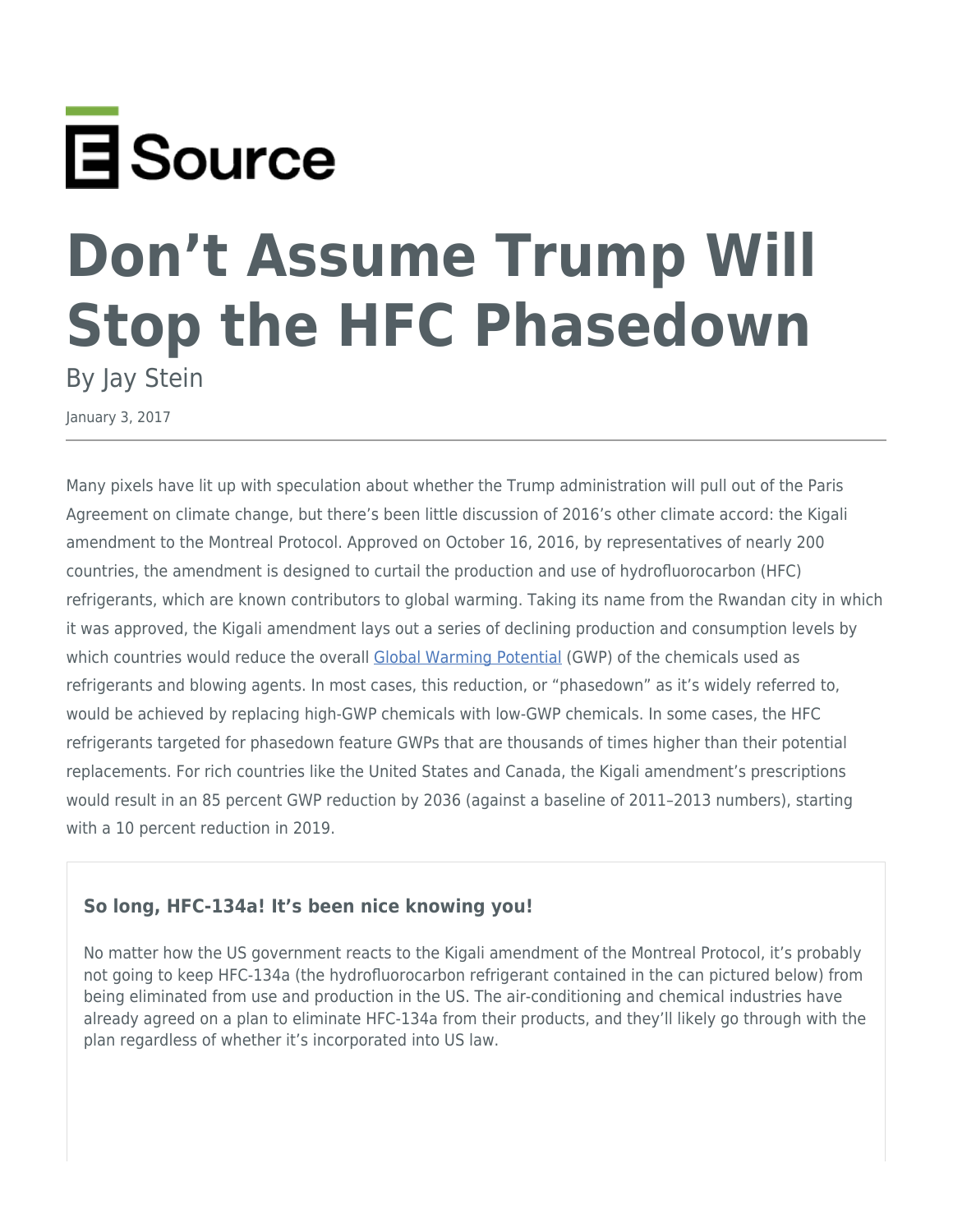E Source

# Don't Assume Trump Will Stop the HFC Phasedown

By Jay Stein

January 3, 2017

Many pixels have lit up with speculation about whether the Trump administration will pull out of the Paris Agreement on climate change, but there's been little discussion of 2016's other climate accord: the Kigali amendment to the Montreal Protocol. Approved on October 16, 2016, by representatives of nearly 200 countries, the amendment is designed to curtail the production and use of hydrofluorocarbon (HFC) refrigerants, which are known contributors to global warming. Taking its name from the Rwandan city in which it was approved, the Kigali amendment lays out a series of declining production and consumption levels by which countries would reduce the overall Global Warming Potential (GWP) of the chemicals used as refrigerants and blowing agents. In most cases, this reduction, or "phasedown" as it's widely referred to, would be achieved by replacing high-GWP chemicals with low-GWP chemicals. In some cases, the HFC refrigerants targeted for phasedown feature GWPs that are thousands of times higher than their potential replacements. For rich countries like the United States and Canada, the Kigali amendment's prescriptions would result in an 85 percent GWP reduction by 2036 (against a baseline of 2011–2013 numbers), starting with a 10 percent reduction in 2019.

### So long, HFC-134a! It's been nice knowing you!

No matter how the US government reacts to the Kigali amendment of the Montreal Protocol, it's probably not going to keep HFC-134a (the hydrofluorocarbon refrigerant contained in the can pictured below) from being eliminated from use and production in the US. The air-conditioning and chemical industries have already agreed on a plan to eliminate HFC-134a from their products, and they'll likely go through with the plan regardless of whether it's incorporated into US law.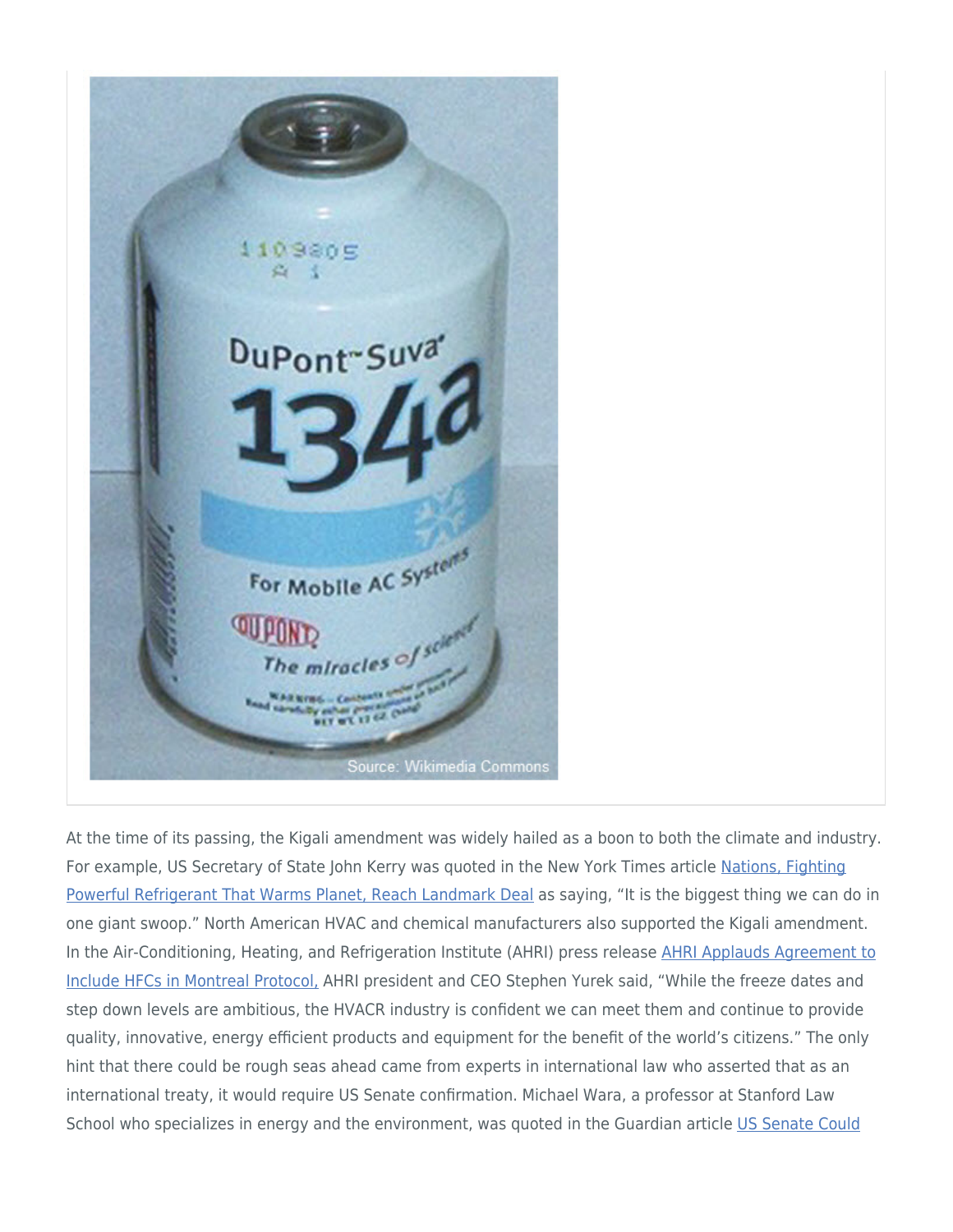At the time of its passing, the Kigali amendment was widely hailed as a boon to both the climate and industry. For example, US Secretary of State John Kerry was quoted in the New York Times article [Nations, Fighting Powerful Refrigerant That Warms Planet, Reach Landmark Deal] as saying, "It is the biggest thing we can do in one giant swoop." North American HVAC and chemical manufacturers also supported the Kigali amendment. In the Air-Conditioning, Heating, and Refrigeration Institute (AHRI) press release [AHRI Applauds Agreement to Include HFCs in Montreal Protocol,] AHRI president and CEO Stephen Yurek said, "While the freeze dates and step down levels are ambitious, the HVACR industry is confident we can meet them and continue to provide quality, innovative, energy efficient products and equipment for the benefit of the world's citizens." The only hint that there could be rough seas ahead came from experts in international law who asserted that as an international treaty, it would require US Senate confirmation. Michael Wara, a professor at Stanford Law School who specializes in energy and the environment, was quoted in the Guardian article [US Senate Could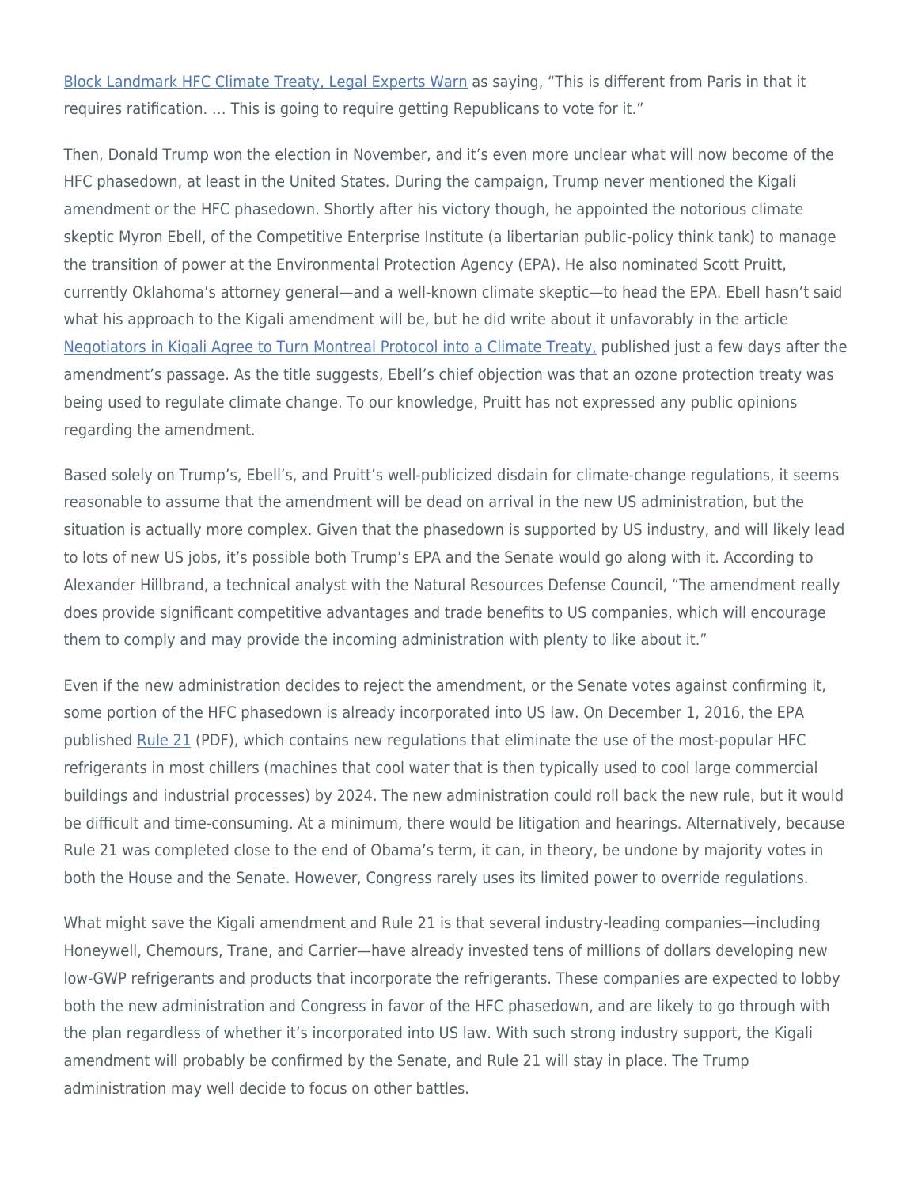[Block Landmark HFC Climate Treaty, Legal Experts Warn](#) as saying, “This is different from Paris in that it requires ratification. … This is going to require getting Republicans to vote for it.”

Then, Donald Trump won the election in November, and it’s even more unclear what will now become of the HFC phasedown, at least in the United States. During the campaign, Trump never mentioned the Kigali amendment or the HFC phasedown. Shortly after his victory though, he appointed the notorious climate skeptic Myron Ebell, of the Competitive Enterprise Institute (a libertarian public-policy think tank) to manage the transition of power at the Environmental Protection Agency (EPA). He also nominated Scott Pruitt, currently Oklahoma’s attorney general—and a well-known climate skeptic—to head the EPA. Ebell hasn’t said what his approach to the Kigali amendment will be, but he did write about it unfavorably in the article [Negotiators in Kigali Agree to Turn Montreal Protocol into a Climate Treaty,](#) published just a few days after the amendment’s passage. As the title suggests, Ebell’s chief objection was that an ozone protection treaty was being used to regulate climate change. To our knowledge, Pruitt has not expressed any public opinions regarding the amendment.

Based solely on Trump’s, Ebell’s, and Pruitt’s well-publicized disdain for climate-change regulations, it seems reasonable to assume that the amendment will be dead on arrival in the new US administration, but the situation is actually more complex. Given that the phasedown is supported by US industry, and will likely lead to lots of new US jobs, it’s possible both Trump’s EPA and the Senate would go along with it. According to Alexander Hillbrand, a technical analyst with the Natural Resources Defense Council, “The amendment really does provide significant competitive advantages and trade benefits to US companies, which will encourage them to comply and may provide the incoming administration with plenty to like about it.”

Even if the new administration decides to reject the amendment, or the Senate votes against confirming it, some portion of the HFC phasedown is already incorporated into US law. On December 1, 2016, the EPA published [Rule 21](#) (PDF), which contains new regulations that eliminate the use of the most-popular HFC refrigerants in most chillers (machines that cool water that is then typically used to cool large commercial buildings and industrial processes) by 2024. The new administration could roll back the new rule, but it would be difficult and time-consuming. At a minimum, there would be litigation and hearings. Alternatively, because Rule 21 was completed close to the end of Obama’s term, it can, in theory, be undone by majority votes in both the House and the Senate. However, Congress rarely uses its limited power to override regulations.

What might save the Kigali amendment and Rule 21 is that several industry-leading companies—including Honeywell, Chemours, Trane, and Carrier—have already invested tens of millions of dollars developing new low-GWP refrigerants and products that incorporate the refrigerants. These companies are expected to lobby both the new administration and Congress in favor of the HFC phasedown, and are likely to go through with the plan regardless of whether it’s incorporated into US law. With such strong industry support, the Kigali amendment will probably be confirmed by the Senate, and Rule 21 will stay in place. The Trump administration may well decide to focus on other battles.